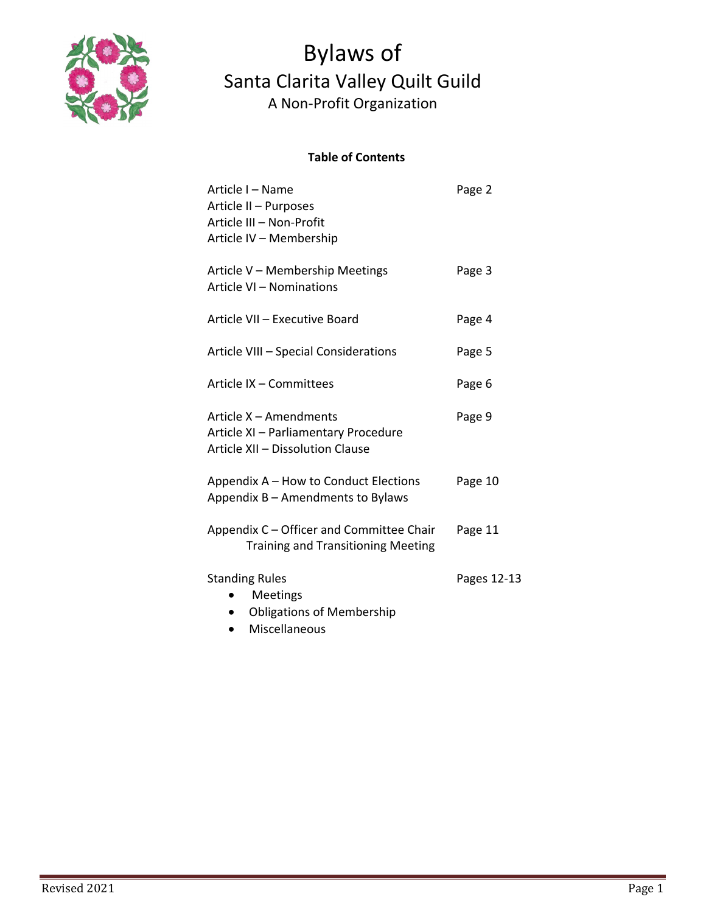# Bylaws of
# Santa Clarita Valley Quilt Guild
## A Non-Profit Organization

**Table of Contents**

| | |
|---|---|
| Article I – Name | Page 2 |
| Article II – Purposes | |
| Article III – Non-Profit | |
| Article IV – Membership | |
| Article V – Membership Meetings | Page 3 |
| Article VI – Nominations | |
| Article VII – Executive Board | Page 4 |
| Article VIII – Special Considerations | Page 5 |
| Article IX – Committees | Page 6 |
| Article X – Amendments | Page 9 |
| Article XI – Parliamentary Procedure | |
| Article XII – Dissolution Clause | |
| Appendix A – How to Conduct Elections | Page 10 |
| Appendix B – Amendments to Bylaws | |
| Appendix C – Officer and Committee Chair Training and Transitioning Meeting | Page 11 |
| Standing Rules<br>• Meetings<br>• Obligations of Membership<br>• Miscellaneous | Pages 12-13 |

Revised 2021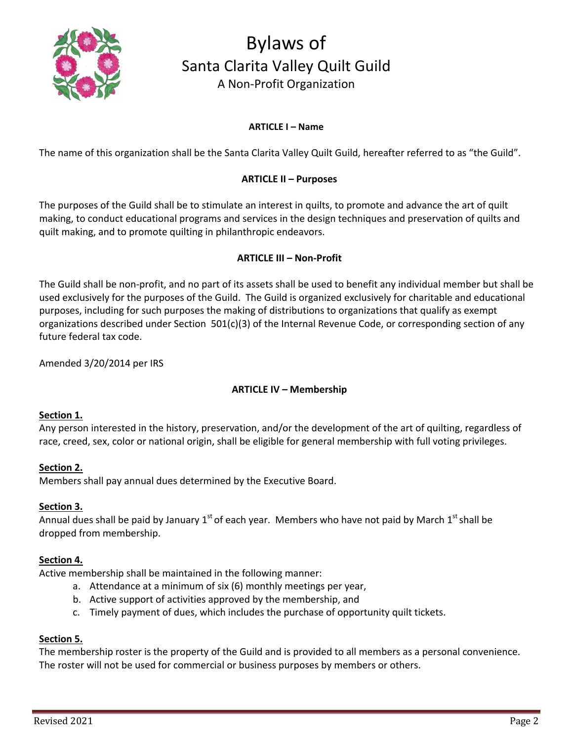# Bylaws of
## Santa Clarita Valley Quilt Guild
### A Non-Profit Organization

**ARTICLE I – Name**

The name of this organization shall be the Santa Clarita Valley Quilt Guild, hereafter referred to as "the Guild".

**ARTICLE II – Purposes**

The purposes of the Guild shall be to stimulate an interest in quilts, to promote and advance the art of quilt making, to conduct educational programs and services in the design techniques and preservation of quilts and quilt making, and to promote quilting in philanthropic endeavors.

**ARTICLE III – Non-Profit**

The Guild shall be non-profit, and no part of its assets shall be used to benefit any individual member but shall be used exclusively for the purposes of the Guild. The Guild is organized exclusively for charitable and educational purposes, including for such purposes the making of distributions to organizations that qualify as exempt organizations described under Section 501(c)(3) of the Internal Revenue Code, or corresponding section of any future federal tax code.

Amended 3/20/2014 per IRS

**ARTICLE IV – Membership**

**Section 1.**
Any person interested in the history, preservation, and/or the development of the art of quilting, regardless of race, creed, sex, color or national origin, shall be eligible for general membership with full voting privileges.

**Section 2.**
Members shall pay annual dues determined by the Executive Board.

**Section 3.**
Annual dues shall be paid by January 1st of each year. Members who have not paid by March 1st shall be dropped from membership.

**Section 4.**
Active membership shall be maintained in the following manner:

a. Attendance at a minimum of six (6) monthly meetings per year,
b. Active support of activities approved by the membership, and
c. Timely payment of dues, which includes the purchase of opportunity quilt tickets.

**Section 5.**
The membership roster is the property of the Guild and is provided to all members as a personal convenience. The roster will not be used for commercial or business purposes by members or others.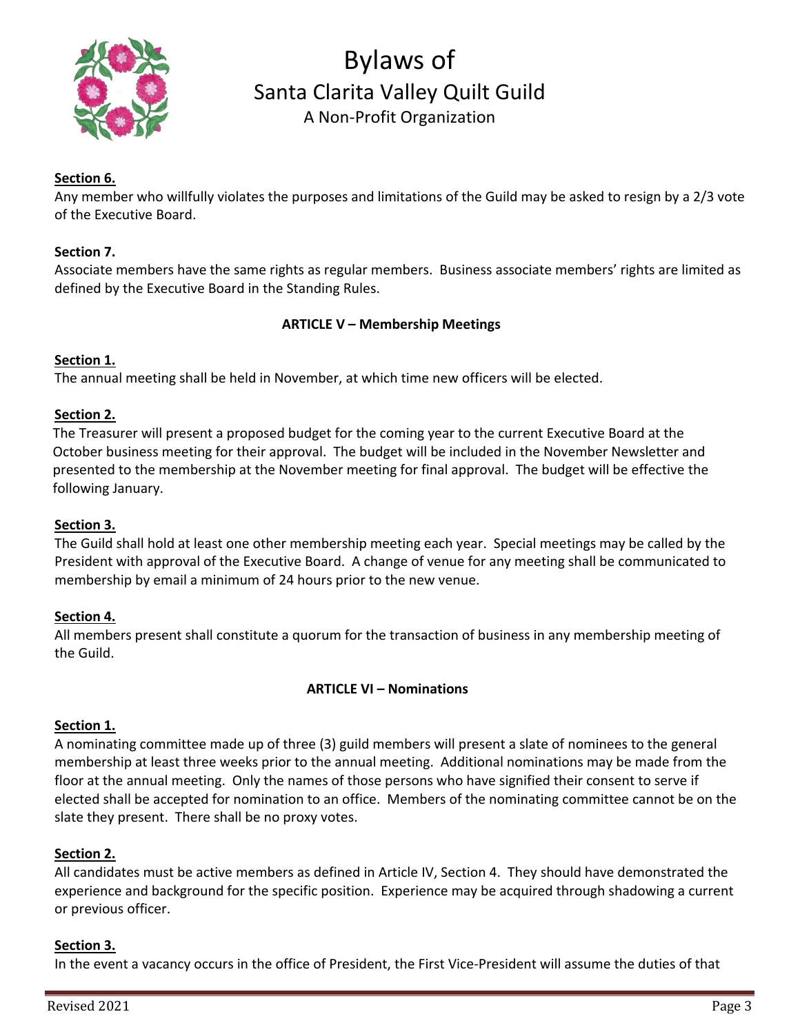### Section 6.

Any member who willfully violates the purposes and limitations of the Guild may be asked to resign by a 2/3 vote of the Executive Board.

### Section 7.

Associate members have the same rights as regular members. Business associate members' rights are limited as defined by the Executive Board in the Standing Rules.

## ARTICLE V – Membership Meetings

### Section 1.

The annual meeting shall be held in November, at which time new officers will be elected.

### Section 2.

The Treasurer will present a proposed budget for the coming year to the current Executive Board at the October business meeting for their approval. The budget will be included in the November Newsletter and presented to the membership at the November meeting for final approval. The budget will be effective the following January.

### Section 3.

The Guild shall hold at least one other membership meeting each year. Special meetings may be called by the President with approval of the Executive Board. A change of venue for any meeting shall be communicated to membership by email a minimum of 24 hours prior to the new venue.

### Section 4.

All members present shall constitute a quorum for the transaction of business in any membership meeting of the Guild.

## ARTICLE VI – Nominations

### Section 1.

A nominating committee made up of three (3) guild members will present a slate of nominees to the general membership at least three weeks prior to the annual meeting. Additional nominations may be made from the floor at the annual meeting. Only the names of those persons who have signified their consent to serve if elected shall be accepted for nomination to an office. Members of the nominating committee cannot be on the slate they present. There shall be no proxy votes.

### Section 2.

All candidates must be active members as defined in Article IV, Section 4. They should have demonstrated the experience and background for the specific position. Experience may be acquired through shadowing a current or previous officer.

### Section 3.

In the event a vacancy occurs in the office of President, the First Vice-President will assume the duties of that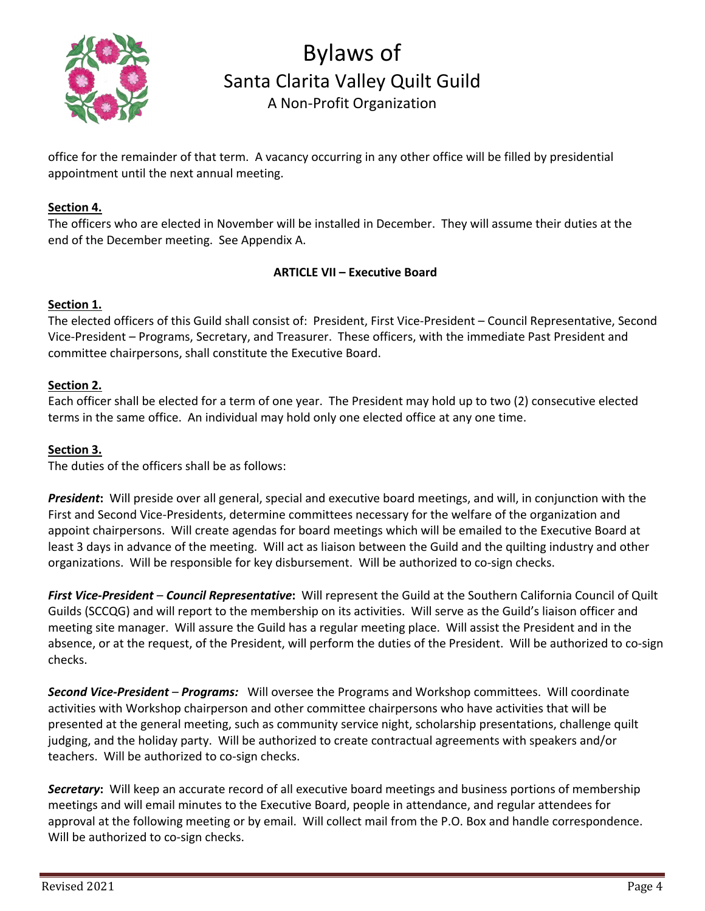office for the remainder of that term. A vacancy occurring in any other office will be filled by presidential appointment until the next annual meeting.

**Section 4.**
The officers who are elected in November will be installed in December. They will assume their duties at the end of the December meeting. See Appendix A.

## ARTICLE VII – Executive Board

**Section 1.**
The elected officers of this Guild shall consist of: President, First Vice-President – Council Representative, Second Vice-President – Programs, Secretary, and Treasurer. These officers, with the immediate Past President and committee chairpersons, shall constitute the Executive Board.

**Section 2.**
Each officer shall be elected for a term of one year. The President may hold up to two (2) consecutive elected terms in the same office. An individual may hold only one elected office at any one time.

**Section 3.**
The duties of the officers shall be as follows:

***President*:** Will preside over all general, special and executive board meetings, and will, in conjunction with the First and Second Vice-Presidents, determine committees necessary for the welfare of the organization and appoint chairpersons. Will create agendas for board meetings which will be emailed to the Executive Board at least 3 days in advance of the meeting. Will act as liaison between the Guild and the quilting industry and other organizations. Will be responsible for key disbursement. Will be authorized to co-sign checks.

***First Vice-President* – *Council Representative*:** Will represent the Guild at the Southern California Council of Quilt Guilds (SCCQG) and will report to the membership on its activities. Will serve as the Guild's liaison officer and meeting site manager. Will assure the Guild has a regular meeting place. Will assist the President and in the absence, or at the request, of the President, will perform the duties of the President. Will be authorized to co-sign checks.

***Second Vice-President* – *Programs:*** Will oversee the Programs and Workshop committees. Will coordinate activities with Workshop chairperson and other committee chairpersons who have activities that will be presented at the general meeting, such as community service night, scholarship presentations, challenge quilt judging, and the holiday party. Will be authorized to create contractual agreements with speakers and/or teachers. Will be authorized to co-sign checks.

***Secretary*:** Will keep an accurate record of all executive board meetings and business portions of membership meetings and will email minutes to the Executive Board, people in attendance, and regular attendees for approval at the following meeting or by email. Will collect mail from the P.O. Box and handle correspondence. Will be authorized to co-sign checks.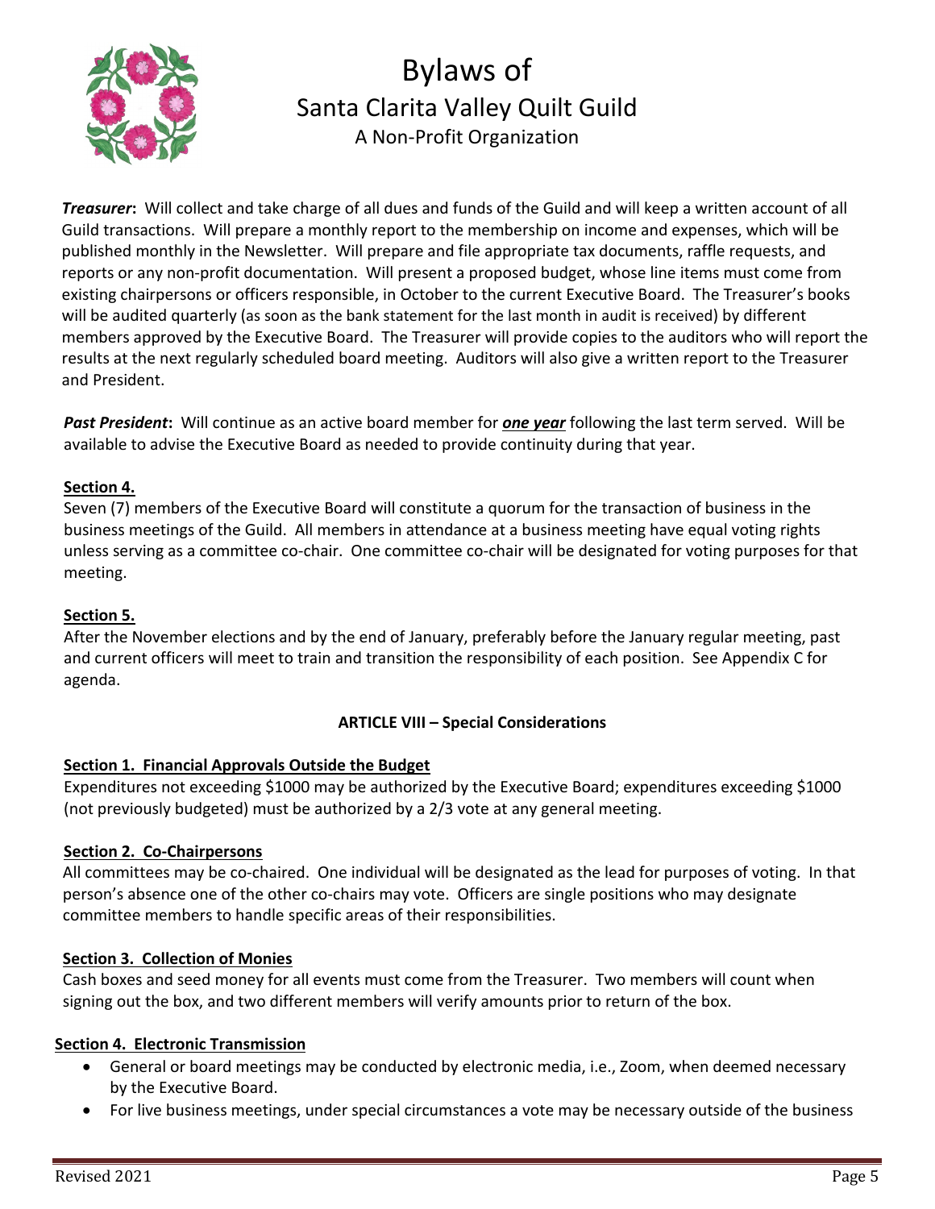***Treasurer*:** Will collect and take charge of all dues and funds of the Guild and will keep a written account of all Guild transactions. Will prepare a monthly report to the membership on income and expenses, which will be published monthly in the Newsletter. Will prepare and file appropriate tax documents, raffle requests, and reports or any non-profit documentation. Will present a proposed budget, whose line items must come from existing chairpersons or officers responsible, in October to the current Executive Board. The Treasurer's books will be audited quarterly (as soon as the bank statement for the last month in audit is received) by different members approved by the Executive Board. The Treasurer will provide copies to the auditors who will report the results at the next regularly scheduled board meeting. Auditors will also give a written report to the Treasurer and President.

***Past President*:** Will continue as an active board member for ***one year*** following the last term served. Will be available to advise the Executive Board as needed to provide continuity during that year.

**Section 4.**

Seven (7) members of the Executive Board will constitute a quorum for the transaction of business in the business meetings of the Guild. All members in attendance at a business meeting have equal voting rights unless serving as a committee co-chair. One committee co-chair will be designated for voting purposes for that meeting.

**Section 5.**

After the November elections and by the end of January, preferably before the January regular meeting, past and current officers will meet to train and transition the responsibility of each position. See Appendix C for agenda.

## ARTICLE VIII – Special Considerations

**Section 1. Financial Approvals Outside the Budget**

Expenditures not exceeding $1000 may be authorized by the Executive Board; expenditures exceeding $1000 (not previously budgeted) must be authorized by a 2/3 vote at any general meeting.

**Section 2. Co-Chairpersons**

All committees may be co-chaired. One individual will be designated as the lead for purposes of voting. In that person's absence one of the other co-chairs may vote. Officers are single positions who may designate committee members to handle specific areas of their responsibilities.

**Section 3. Collection of Monies**

Cash boxes and seed money for all events must come from the Treasurer. Two members will count when signing out the box, and two different members will verify amounts prior to return of the box.

**Section 4. Electronic Transmission**

- General or board meetings may be conducted by electronic media, i.e., Zoom, when deemed necessary by the Executive Board.
- For live business meetings, under special circumstances a vote may be necessary outside of the business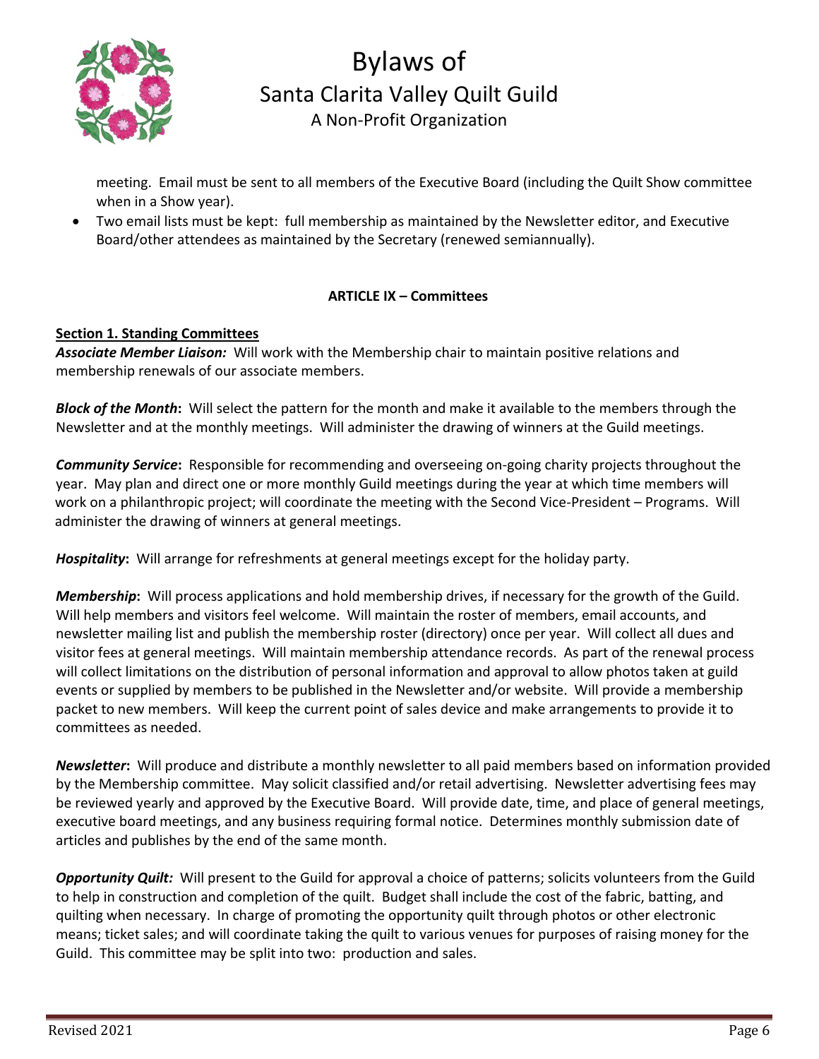meeting. Email must be sent to all members of the Executive Board (including the Quilt Show committee when in a Show year).

- Two email lists must be kept: full membership as maintained by the Newsletter editor, and Executive Board/other attendees as maintained by the Secretary (renewed semiannually).

**ARTICLE IX – Committees**

**Section 1. Standing Committees**

***Associate Member Liaison:*** Will work with the Membership chair to maintain positive relations and membership renewals of our associate members.

***Block of the Month*:** Will select the pattern for the month and make it available to the members through the Newsletter and at the monthly meetings. Will administer the drawing of winners at the Guild meetings.

***Community Service*:** Responsible for recommending and overseeing on-going charity projects throughout the year. May plan and direct one or more monthly Guild meetings during the year at which time members will work on a philanthropic project; will coordinate the meeting with the Second Vice-President – Programs. Will administer the drawing of winners at general meetings.

***Hospitality*:** Will arrange for refreshments at general meetings except for the holiday party.

***Membership*:** Will process applications and hold membership drives, if necessary for the growth of the Guild. Will help members and visitors feel welcome. Will maintain the roster of members, email accounts, and newsletter mailing list and publish the membership roster (directory) once per year. Will collect all dues and visitor fees at general meetings. Will maintain membership attendance records. As part of the renewal process will collect limitations on the distribution of personal information and approval to allow photos taken at guild events or supplied by members to be published in the Newsletter and/or website. Will provide a membership packet to new members. Will keep the current point of sales device and make arrangements to provide it to committees as needed.

***Newsletter*:** Will produce and distribute a monthly newsletter to all paid members based on information provided by the Membership committee. May solicit classified and/or retail advertising. Newsletter advertising fees may be reviewed yearly and approved by the Executive Board. Will provide date, time, and place of general meetings, executive board meetings, and any business requiring formal notice. Determines monthly submission date of articles and publishes by the end of the same month.

***Opportunity Quilt:*** Will present to the Guild for approval a choice of patterns; solicits volunteers from the Guild to help in construction and completion of the quilt. Budget shall include the cost of the fabric, batting, and quilting when necessary. In charge of promoting the opportunity quilt through photos or other electronic means; ticket sales; and will coordinate taking the quilt to various venues for purposes of raising money for the Guild. This committee may be split into two: production and sales.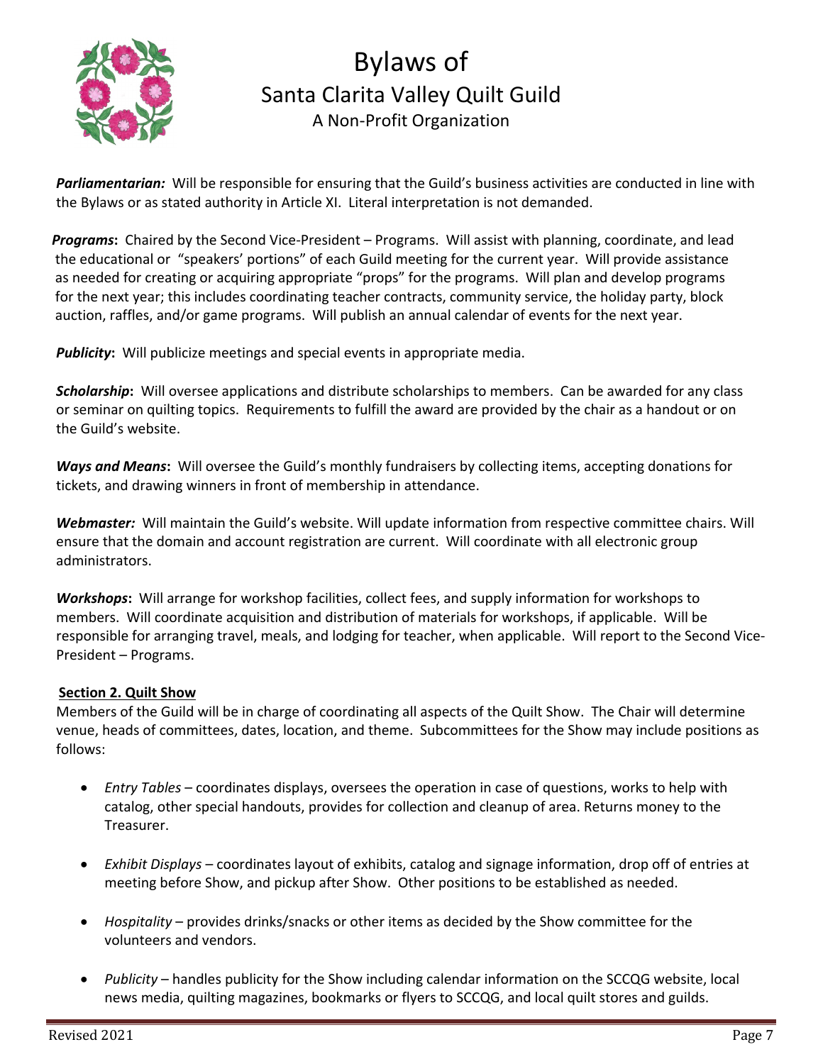*__Parliamentarian:__* Will be responsible for ensuring that the Guild's business activities are conducted in line with the Bylaws or as stated authority in Article XI. Literal interpretation is not demanded.

*__Programs__***:** Chaired by the Second Vice-President – Programs. Will assist with planning, coordinate, and lead the educational or "speakers' portions" of each Guild meeting for the current year. Will provide assistance as needed for creating or acquiring appropriate "props" for the programs. Will plan and develop programs for the next year; this includes coordinating teacher contracts, community service, the holiday party, block auction, raffles, and/or game programs. Will publish an annual calendar of events for the next year.

*__Publicity__***:** Will publicize meetings and special events in appropriate media.

*__Scholarship__***:** Will oversee applications and distribute scholarships to members. Can be awarded for any class or seminar on quilting topics. Requirements to fulfill the award are provided by the chair as a handout or on the Guild's website.

*__Ways and Means__***:** Will oversee the Guild's monthly fundraisers by collecting items, accepting donations for tickets, and drawing winners in front of membership in attendance.

*__Webmaster:__* Will maintain the Guild's website. Will update information from respective committee chairs. Will ensure that the domain and account registration are current. Will coordinate with all electronic group administrators.

*__Workshops__***:** Will arrange for workshop facilities, collect fees, and supply information for workshops to members. Will coordinate acquisition and distribution of materials for workshops, if applicable. Will be responsible for arranging travel, meals, and lodging for teacher, when applicable. Will report to the Second Vice-President – Programs.

**Section 2. Quilt Show**

Members of the Guild will be in charge of coordinating all aspects of the Quilt Show. The Chair will determine venue, heads of committees, dates, location, and theme. Subcommittees for the Show may include positions as follows:

- *Entry Tables* – coordinates displays, oversees the operation in case of questions, works to help with catalog, other special handouts, provides for collection and cleanup of area. Returns money to the Treasurer.
- *Exhibit Displays* – coordinates layout of exhibits, catalog and signage information, drop off of entries at meeting before Show, and pickup after Show. Other positions to be established as needed.
- *Hospitality* – provides drinks/snacks or other items as decided by the Show committee for the volunteers and vendors.
- *Publicity* – handles publicity for the Show including calendar information on the SCCQG website, local news media, quilting magazines, bookmarks or flyers to SCCQG, and local quilt stores and guilds.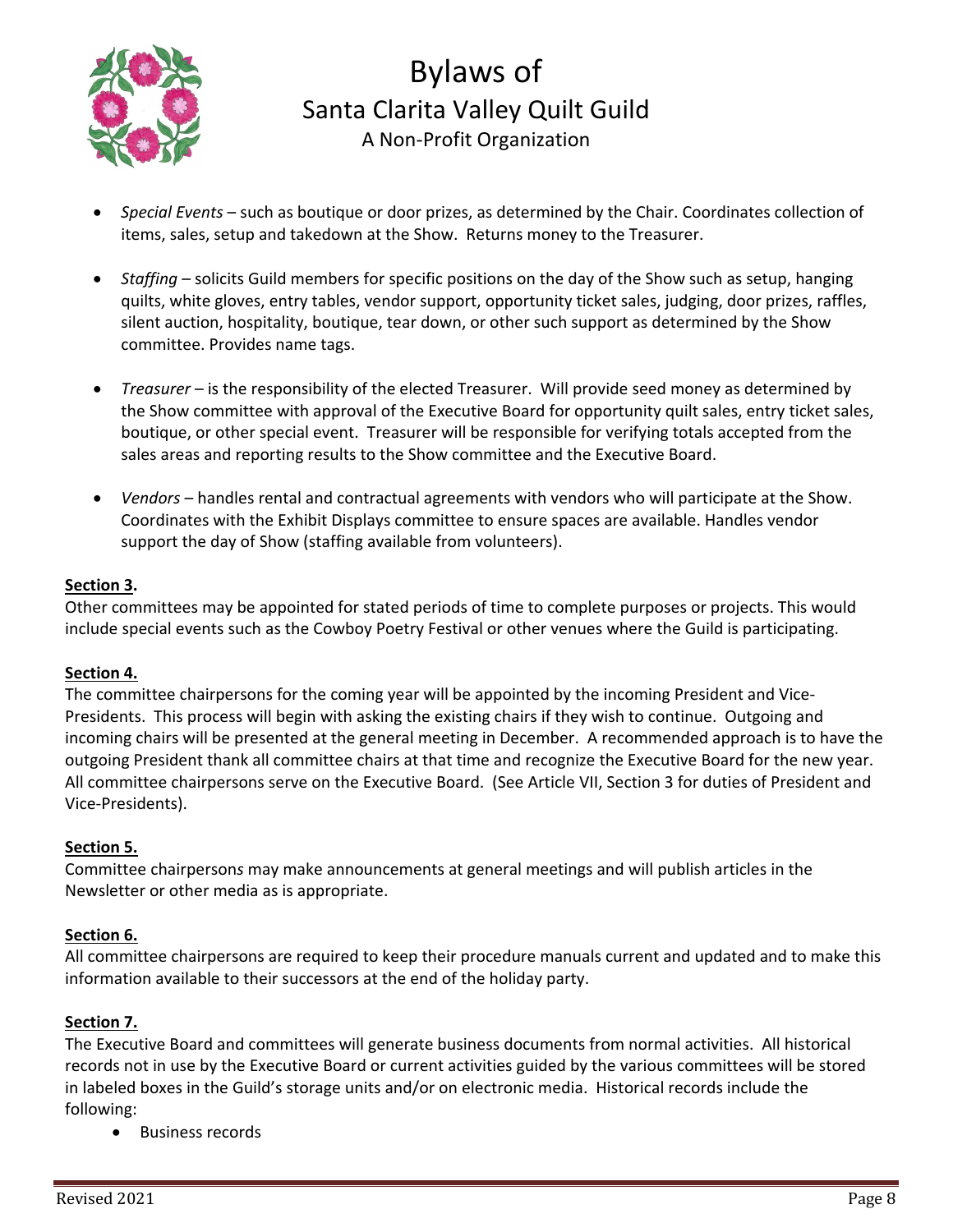- *Special Events* – such as boutique or door prizes, as determined by the Chair. Coordinates collection of items, sales, setup and takedown at the Show. Returns money to the Treasurer.

- *Staffing* – solicits Guild members for specific positions on the day of the Show such as setup, hanging quilts, white gloves, entry tables, vendor support, opportunity ticket sales, judging, door prizes, raffles, silent auction, hospitality, boutique, tear down, or other such support as determined by the Show committee. Provides name tags.

- *Treasurer* – is the responsibility of the elected Treasurer. Will provide seed money as determined by the Show committee with approval of the Executive Board for opportunity quilt sales, entry ticket sales, boutique, or other special event. Treasurer will be responsible for verifying totals accepted from the sales areas and reporting results to the Show committee and the Executive Board.

- *Vendors* – handles rental and contractual agreements with vendors who will participate at the Show. Coordinates with the Exhibit Displays committee to ensure spaces are available. Handles vendor support the day of Show (staffing available from volunteers).

**Section 3.**

Other committees may be appointed for stated periods of time to complete purposes or projects. This would include special events such as the Cowboy Poetry Festival or other venues where the Guild is participating.

**Section 4.**

The committee chairpersons for the coming year will be appointed by the incoming President and Vice-Presidents. This process will begin with asking the existing chairs if they wish to continue. Outgoing and incoming chairs will be presented at the general meeting in December. A recommended approach is to have the outgoing President thank all committee chairs at that time and recognize the Executive Board for the new year. All committee chairpersons serve on the Executive Board. (See Article VII, Section 3 for duties of President and Vice-Presidents).

**Section 5.**

Committee chairpersons may make announcements at general meetings and will publish articles in the Newsletter or other media as is appropriate.

**Section 6.**

All committee chairpersons are required to keep their procedure manuals current and updated and to make this information available to their successors at the end of the holiday party.

**Section 7.**

The Executive Board and committees will generate business documents from normal activities. All historical records not in use by the Executive Board or current activities guided by the various committees will be stored in labeled boxes in the Guild's storage units and/or on electronic media. Historical records include the following:

- Business records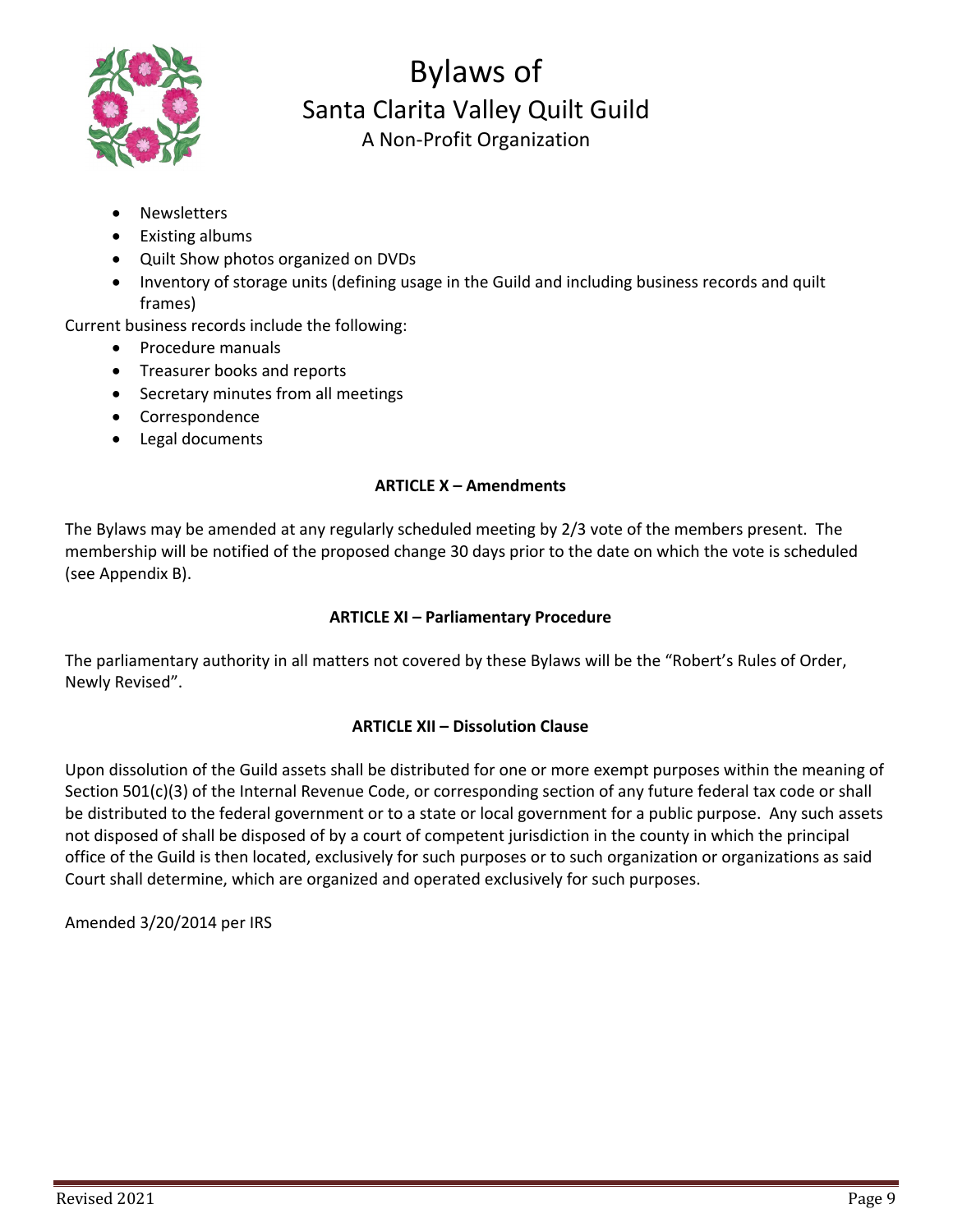- Newsletters
- Existing albums
- Quilt Show photos organized on DVDs
- Inventory of storage units (defining usage in the Guild and including business records and quilt frames)

Current business records include the following:

- Procedure manuals
- Treasurer books and reports
- Secretary minutes from all meetings
- Correspondence
- Legal documents

**ARTICLE X – Amendments**

The Bylaws may be amended at any regularly scheduled meeting by 2/3 vote of the members present. The membership will be notified of the proposed change 30 days prior to the date on which the vote is scheduled (see Appendix B).

**ARTICLE XI – Parliamentary Procedure**

The parliamentary authority in all matters not covered by these Bylaws will be the "Robert's Rules of Order, Newly Revised".

**ARTICLE XII – Dissolution Clause**

Upon dissolution of the Guild assets shall be distributed for one or more exempt purposes within the meaning of Section 501(c)(3) of the Internal Revenue Code, or corresponding section of any future federal tax code or shall be distributed to the federal government or to a state or local government for a public purpose. Any such assets not disposed of shall be disposed of by a court of competent jurisdiction in the county in which the principal office of the Guild is then located, exclusively for such purposes or to such organization or organizations as said Court shall determine, which are organized and operated exclusively for such purposes.

Amended 3/20/2014 per IRS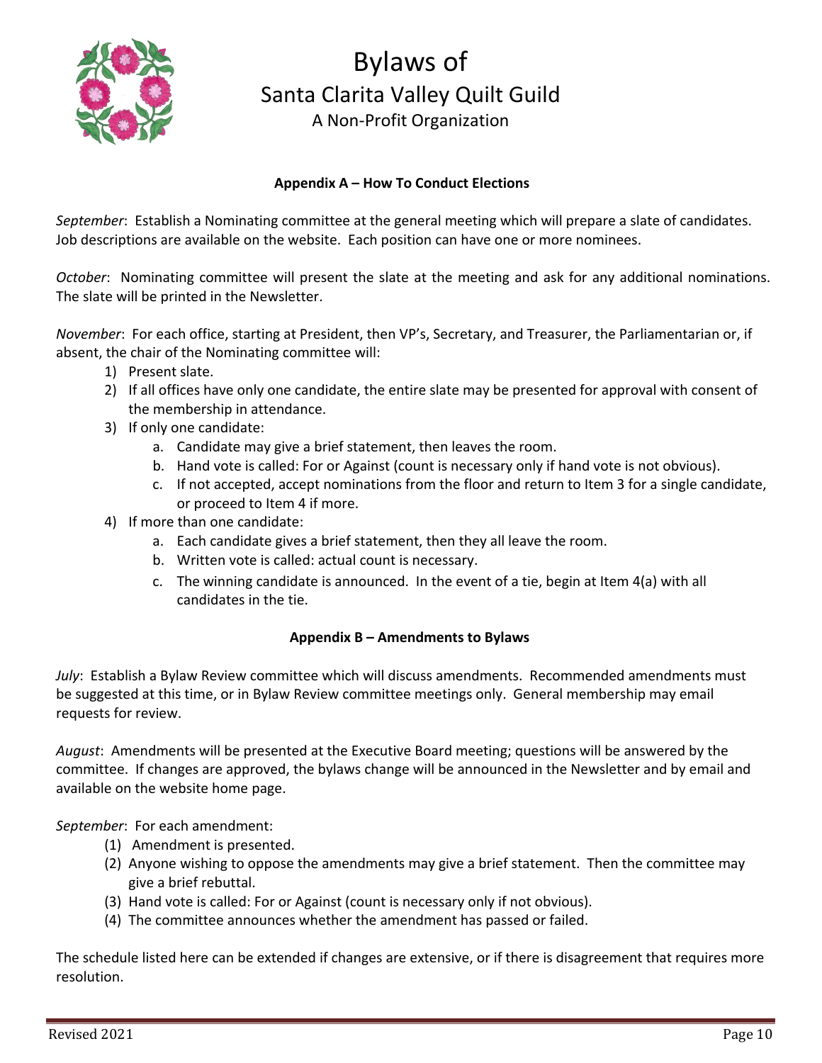# Bylaws of
## Santa Clarita Valley Quilt Guild
A Non-Profit Organization

### Appendix A – How To Conduct Elections

*September*: Establish a Nominating committee at the general meeting which will prepare a slate of candidates. Job descriptions are available on the website. Each position can have one or more nominees.

*October*: Nominating committee will present the slate at the meeting and ask for any additional nominations. The slate will be printed in the Newsletter.

*November*: For each office, starting at President, then VP's, Secretary, and Treasurer, the Parliamentarian or, if absent, the chair of the Nominating committee will:

1) Present slate.
2) If all offices have only one candidate, the entire slate may be presented for approval with consent of the membership in attendance.
3) If only one candidate:
   a. Candidate may give a brief statement, then leaves the room.
   b. Hand vote is called: For or Against (count is necessary only if hand vote is not obvious).
   c. If not accepted, accept nominations from the floor and return to Item 3 for a single candidate, or proceed to Item 4 if more.
4) If more than one candidate:
   a. Each candidate gives a brief statement, then they all leave the room.
   b. Written vote is called: actual count is necessary.
   c. The winning candidate is announced. In the event of a tie, begin at Item 4(a) with all candidates in the tie.

### Appendix B – Amendments to Bylaws

*July*: Establish a Bylaw Review committee which will discuss amendments. Recommended amendments must be suggested at this time, or in Bylaw Review committee meetings only. General membership may email requests for review.

*August*: Amendments will be presented at the Executive Board meeting; questions will be answered by the committee. If changes are approved, the bylaws change will be announced in the Newsletter and by email and available on the website home page.

*September*: For each amendment:

(1) Amendment is presented.
(2) Anyone wishing to oppose the amendments may give a brief statement. Then the committee may give a brief rebuttal.
(3) Hand vote is called: For or Against (count is necessary only if not obvious).
(4) The committee announces whether the amendment has passed or failed.

The schedule listed here can be extended if changes are extensive, or if there is disagreement that requires more resolution.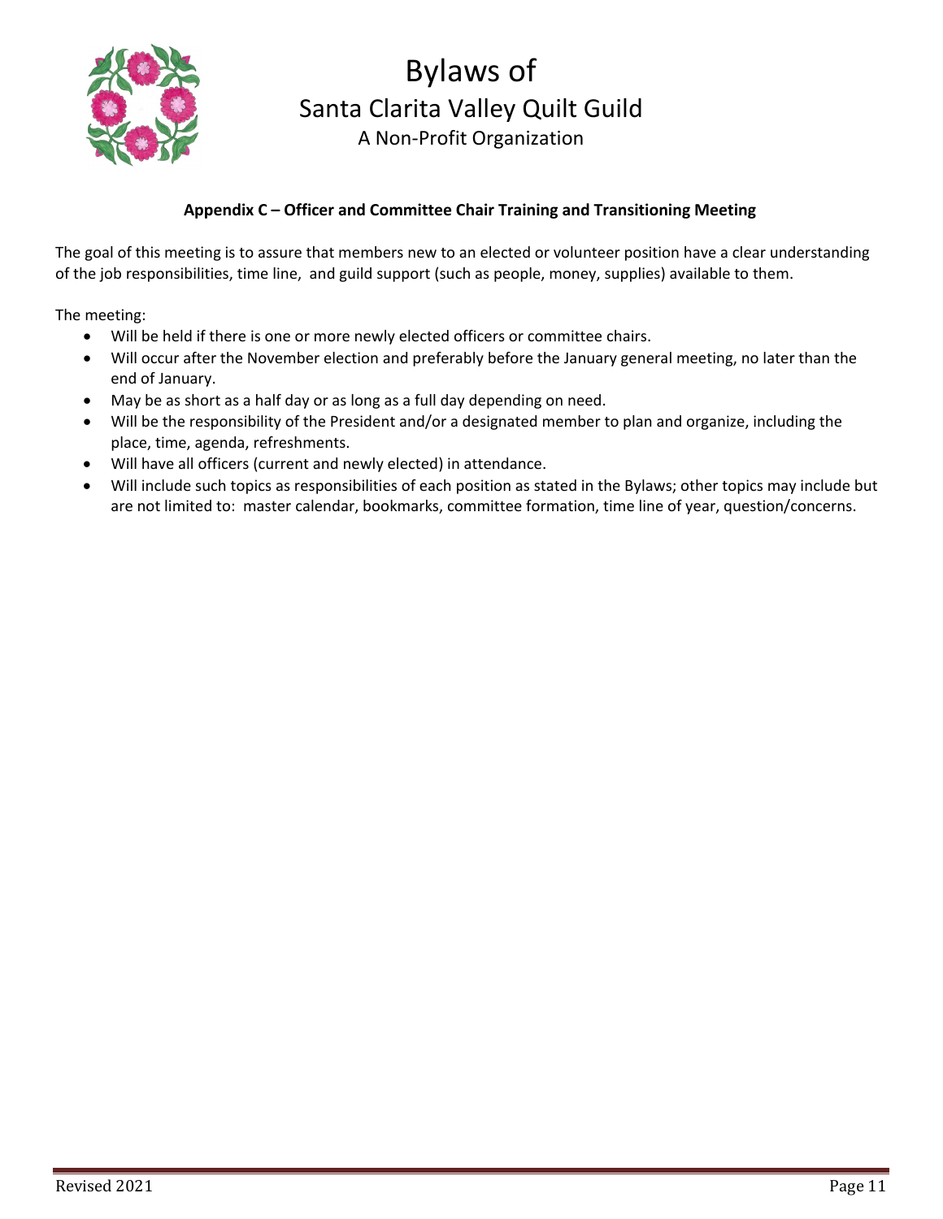# Bylaws of

## Santa Clarita Valley Quilt Guild

A Non-Profit Organization

### Appendix C – Officer and Committee Chair Training and Transitioning Meeting

The goal of this meeting is to assure that members new to an elected or volunteer position have a clear understanding of the job responsibilities, time line, and guild support (such as people, money, supplies) available to them.

The meeting:

- Will be held if there is one or more newly elected officers or committee chairs.
- Will occur after the November election and preferably before the January general meeting, no later than the end of January.
- May be as short as a half day or as long as a full day depending on need.
- Will be the responsibility of the President and/or a designated member to plan and organize, including the place, time, agenda, refreshments.
- Will have all officers (current and newly elected) in attendance.
- Will include such topics as responsibilities of each position as stated in the Bylaws; other topics may include but are not limited to: master calendar, bookmarks, committee formation, time line of year, question/concerns.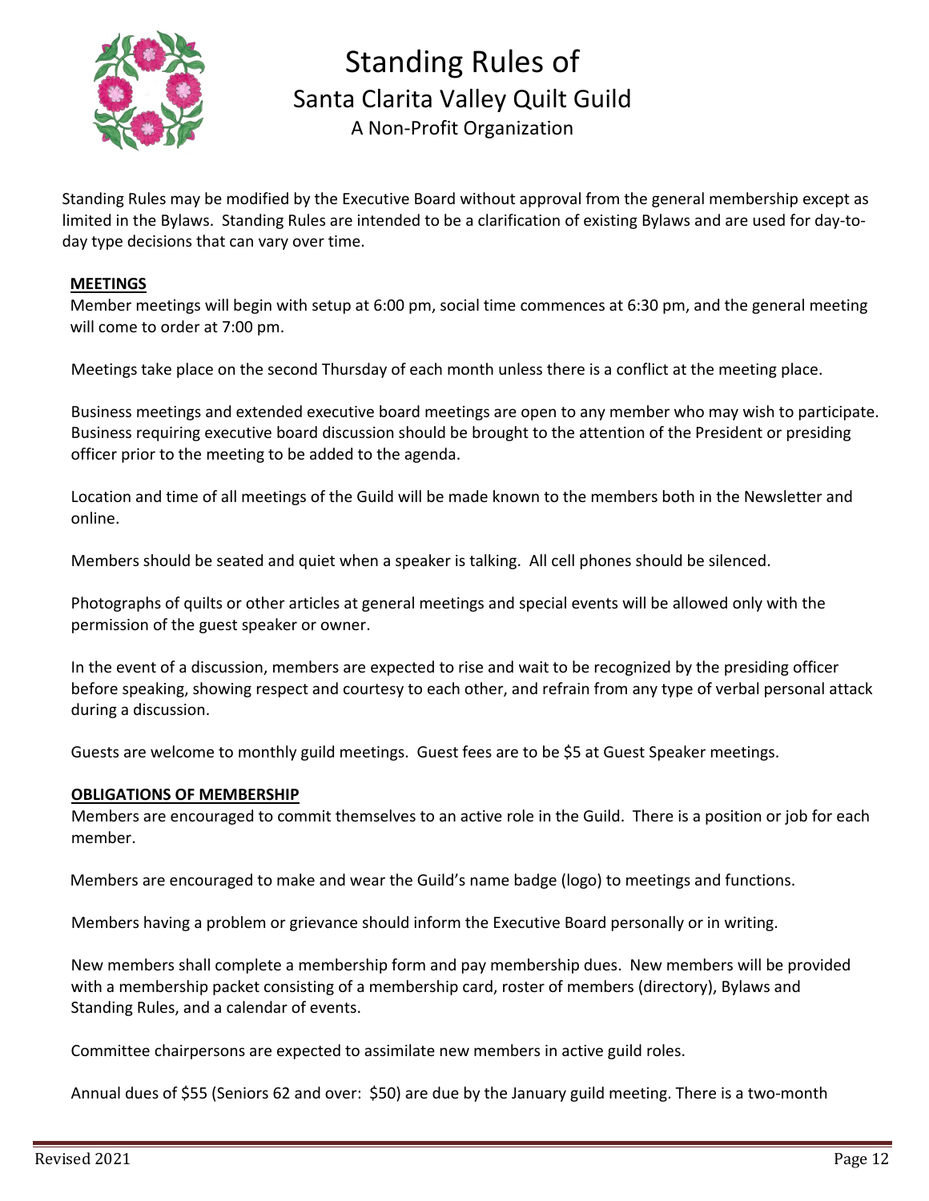# Standing Rules of

## Santa Clarita Valley Quilt Guild

A Non-Profit Organization

Standing Rules may be modified by the Executive Board without approval from the general membership except as limited in the Bylaws. Standing Rules are intended to be a clarification of existing Bylaws and are used for day-to-day type decisions that can vary over time.

### MEETINGS

Member meetings will begin with setup at 6:00 pm, social time commences at 6:30 pm, and the general meeting will come to order at 7:00 pm.

Meetings take place on the second Thursday of each month unless there is a conflict at the meeting place.

Business meetings and extended executive board meetings are open to any member who may wish to participate. Business requiring executive board discussion should be brought to the attention of the President or presiding officer prior to the meeting to be added to the agenda.

Location and time of all meetings of the Guild will be made known to the members both in the Newsletter and online.

Members should be seated and quiet when a speaker is talking. All cell phones should be silenced.

Photographs of quilts or other articles at general meetings and special events will be allowed only with the permission of the guest speaker or owner.

In the event of a discussion, members are expected to rise and wait to be recognized by the presiding officer before speaking, showing respect and courtesy to each other, and refrain from any type of verbal personal attack during a discussion.

Guests are welcome to monthly guild meetings. Guest fees are to be $5 at Guest Speaker meetings.

### OBLIGATIONS OF MEMBERSHIP

Members are encouraged to commit themselves to an active role in the Guild. There is a position or job for each member.

Members are encouraged to make and wear the Guild's name badge (logo) to meetings and functions.

Members having a problem or grievance should inform the Executive Board personally or in writing.

New members shall complete a membership form and pay membership dues. New members will be provided with a membership packet consisting of a membership card, roster of members (directory), Bylaws and Standing Rules, and a calendar of events.

Committee chairpersons are expected to assimilate new members in active guild roles.

Annual dues of $55 (Seniors 62 and over: $50) are due by the January guild meeting. There is a two-month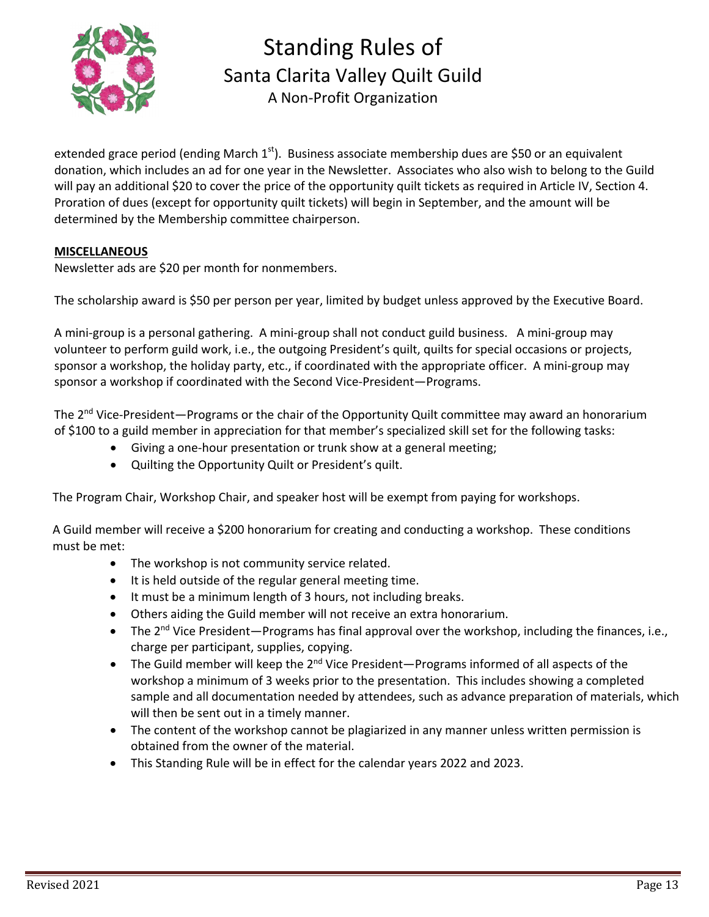extended grace period (ending March 1st). Business associate membership dues are $50 or an equivalent donation, which includes an ad for one year in the Newsletter. Associates who also wish to belong to the Guild will pay an additional $20 to cover the price of the opportunity quilt tickets as required in Article IV, Section 4. Proration of dues (except for opportunity quilt tickets) will begin in September, and the amount will be determined by the Membership committee chairperson.

**MISCELLANEOUS**

Newsletter ads are $20 per month for nonmembers.

The scholarship award is $50 per person per year, limited by budget unless approved by the Executive Board.

A mini-group is a personal gathering. A mini-group shall not conduct guild business. A mini-group may volunteer to perform guild work, i.e., the outgoing President's quilt, quilts for special occasions or projects, sponsor a workshop, the holiday party, etc., if coordinated with the appropriate officer. A mini-group may sponsor a workshop if coordinated with the Second Vice-President—Programs.

The 2nd Vice-President—Programs or the chair of the Opportunity Quilt committee may award an honorarium of $100 to a guild member in appreciation for that member's specialized skill set for the following tasks:

- Giving a one-hour presentation or trunk show at a general meeting;
- Quilting the Opportunity Quilt or President's quilt.

The Program Chair, Workshop Chair, and speaker host will be exempt from paying for workshops.

A Guild member will receive a $200 honorarium for creating and conducting a workshop. These conditions must be met:

- The workshop is not community service related.
- It is held outside of the regular general meeting time.
- It must be a minimum length of 3 hours, not including breaks.
- Others aiding the Guild member will not receive an extra honorarium.
- The 2nd Vice President—Programs has final approval over the workshop, including the finances, i.e., charge per participant, supplies, copying.
- The Guild member will keep the 2nd Vice President—Programs informed of all aspects of the workshop a minimum of 3 weeks prior to the presentation. This includes showing a completed sample and all documentation needed by attendees, such as advance preparation of materials, which will then be sent out in a timely manner.
- The content of the workshop cannot be plagiarized in any manner unless written permission is obtained from the owner of the material.
- This Standing Rule will be in effect for the calendar years 2022 and 2023.